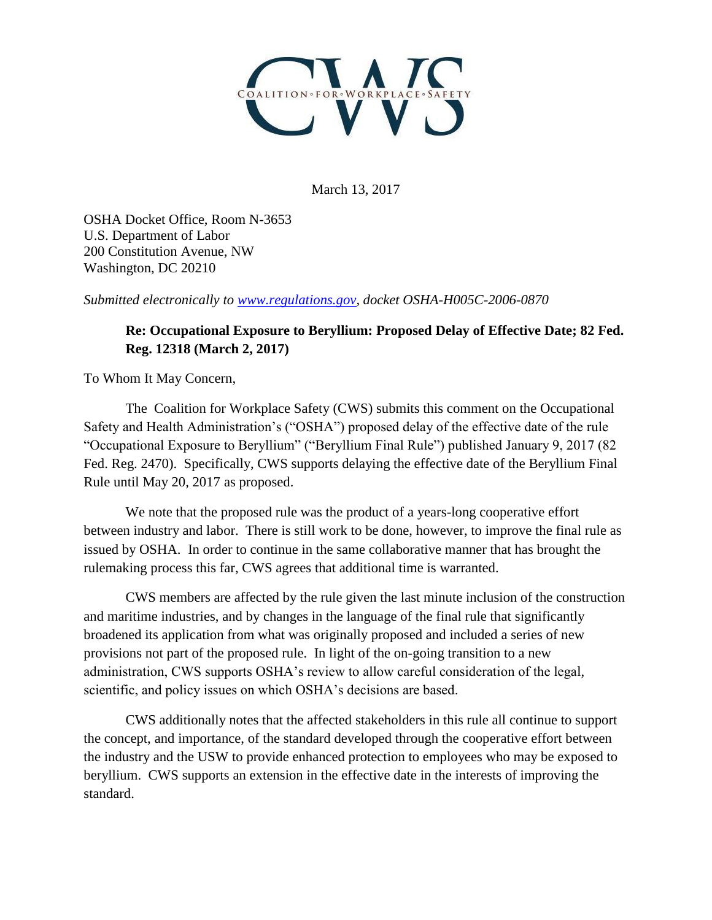CWS

COALITION • FOR • WORKPLACE • SAFETY

March 13, 2017

OSHA Docket Office, Room N-3653
U.S. Department of Labor
200 Constitution Avenue, NW
Washington, DC 20210

*Submitted electronically to [www.regulations.gov](www.regulations.gov), docket OSHA-H005C-2006-0870*

**Re: Occupational Exposure to Beryllium: Proposed Delay of Effective Date; 82 Fed. Reg. 12318 (March 2, 2017)**

To Whom It May Concern,

The Coalition for Workplace Safety (CWS) submits this comment on the Occupational Safety and Health Administration's ("OSHA") proposed delay of the effective date of the rule "Occupational Exposure to Beryllium" ("Beryllium Final Rule") published January 9, 2017 (82 Fed. Reg. 2470). Specifically, CWS supports delaying the effective date of the Beryllium Final Rule until May 20, 2017 as proposed.

We note that the proposed rule was the product of a years-long cooperative effort between industry and labor. There is still work to be done, however, to improve the final rule as issued by OSHA. In order to continue in the same collaborative manner that has brought the rulemaking process this far, CWS agrees that additional time is warranted.

CWS members are affected by the rule given the last minute inclusion of the construction and maritime industries, and by changes in the language of the final rule that significantly broadened its application from what was originally proposed and included a series of new provisions not part of the proposed rule. In light of the on-going transition to a new administration, CWS supports OSHA's review to allow careful consideration of the legal, scientific, and policy issues on which OSHA's decisions are based.

CWS additionally notes that the affected stakeholders in this rule all continue to support the concept, and importance, of the standard developed through the cooperative effort between the industry and the USW to provide enhanced protection to employees who may be exposed to beryllium. CWS supports an extension in the effective date in the interests of improving the standard.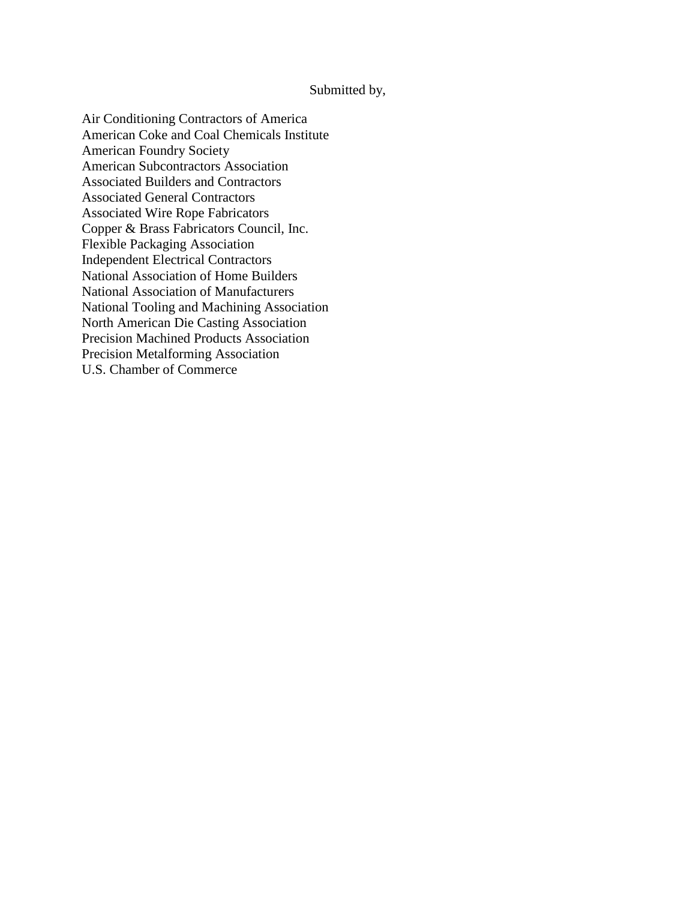Submitted by,

Air Conditioning Contractors of America
American Coke and Coal Chemicals Institute
American Foundry Society
American Subcontractors Association
Associated Builders and Contractors
Associated General Contractors
Associated Wire Rope Fabricators
Copper & Brass Fabricators Council, Inc.
Flexible Packaging Association
Independent Electrical Contractors
National Association of Home Builders
National Association of Manufacturers
National Tooling and Machining Association
North American Die Casting Association
Precision Machined Products Association
Precision Metalforming Association
U.S. Chamber of Commerce